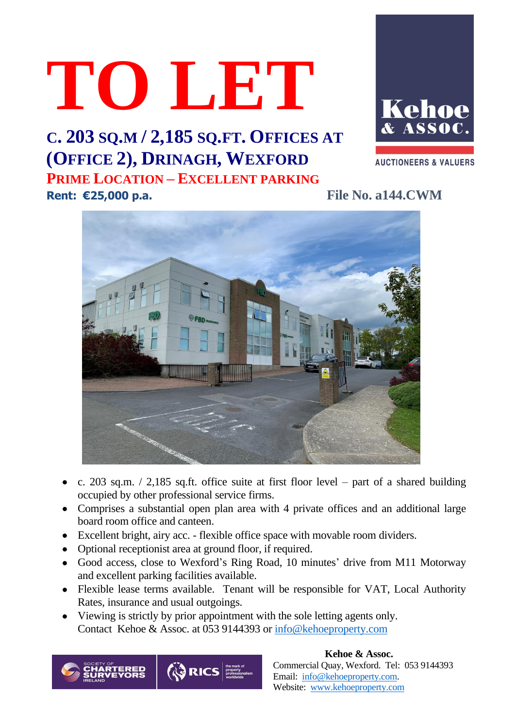# TO LET

## C. 203 SQ.M / 2,185 SQ.FT. OFFICES AT (OFFICE 2), DRINAGH, WEXFORD

### PRIME LOCATION – EXCELLENT PARKING

**Rent: €25,000 p.a.** File No. a144.CWM

Kehoe & Assoc.
AUCTIONEERS & VALUERS

- c. 203 sq.m. / 2,185 sq.ft. office suite at first floor level – part of a shared building occupied by other professional service firms.
- Comprises a substantial open plan area with 4 private offices and an additional large board room office and canteen.
- Excellent bright, airy acc. - flexible office space with movable room dividers.
- Optional receptionist area at ground floor, if required.
- Good access, close to Wexford's Ring Road, 10 minutes' drive from M11 Motorway and excellent parking facilities available.
- Flexible lease terms available. Tenant will be responsible for VAT, Local Authority Rates, insurance and usual outgoings.
- Viewing is strictly by prior appointment with the sole letting agents only. Contact Kehoe & Assoc. at 053 9144393 or info@kehoeproperty.com

Society of Chartered Surveyors Ireland | RICS the mark of property professionalism worldwide

**Kehoe & Assoc.**
Commercial Quay, Wexford. Tel: 053 9144393
Email: info@kehoeproperty.com.
Website: www.kehoeproperty.com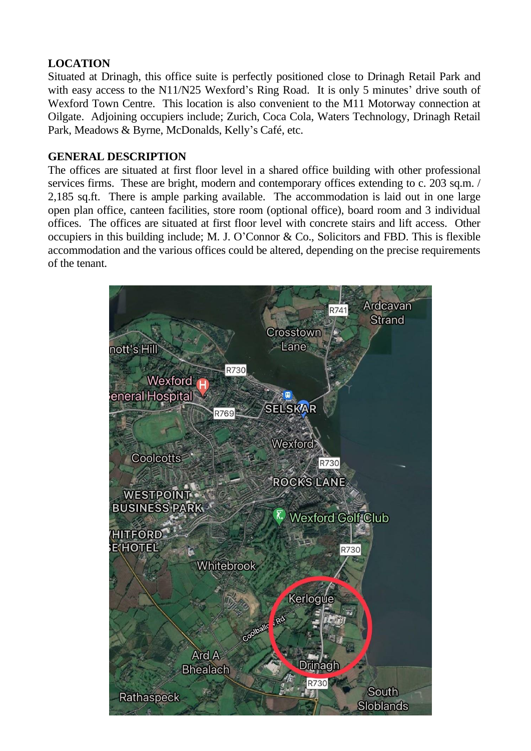**LOCATION**

Situated at Drinagh, this office suite is perfectly positioned close to Drinagh Retail Park and with easy access to the N11/N25 Wexford's Ring Road. It is only 5 minutes' drive south of Wexford Town Centre. This location is also convenient to the M11 Motorway connection at Oilgate. Adjoining occupiers include; Zurich, Coca Cola, Waters Technology, Drinagh Retail Park, Meadows & Byrne, McDonalds, Kelly's Café, etc.

**GENERAL DESCRIPTION**

The offices are situated at first floor level in a shared office building with other professional services firms. These are bright, modern and contemporary offices extending to c. 203 sq.m. / 2,185 sq.ft. There is ample parking available. The accommodation is laid out in one large open plan office, canteen facilities, store room (optional office), board room and 3 individual offices. The offices are situated at first floor level with concrete stairs and lift access. Other occupiers in this building include; M. J. O'Connor & Co., Solicitors and FBD. This is flexible accommodation and the various offices could be altered, depending on the precise requirements of the tenant.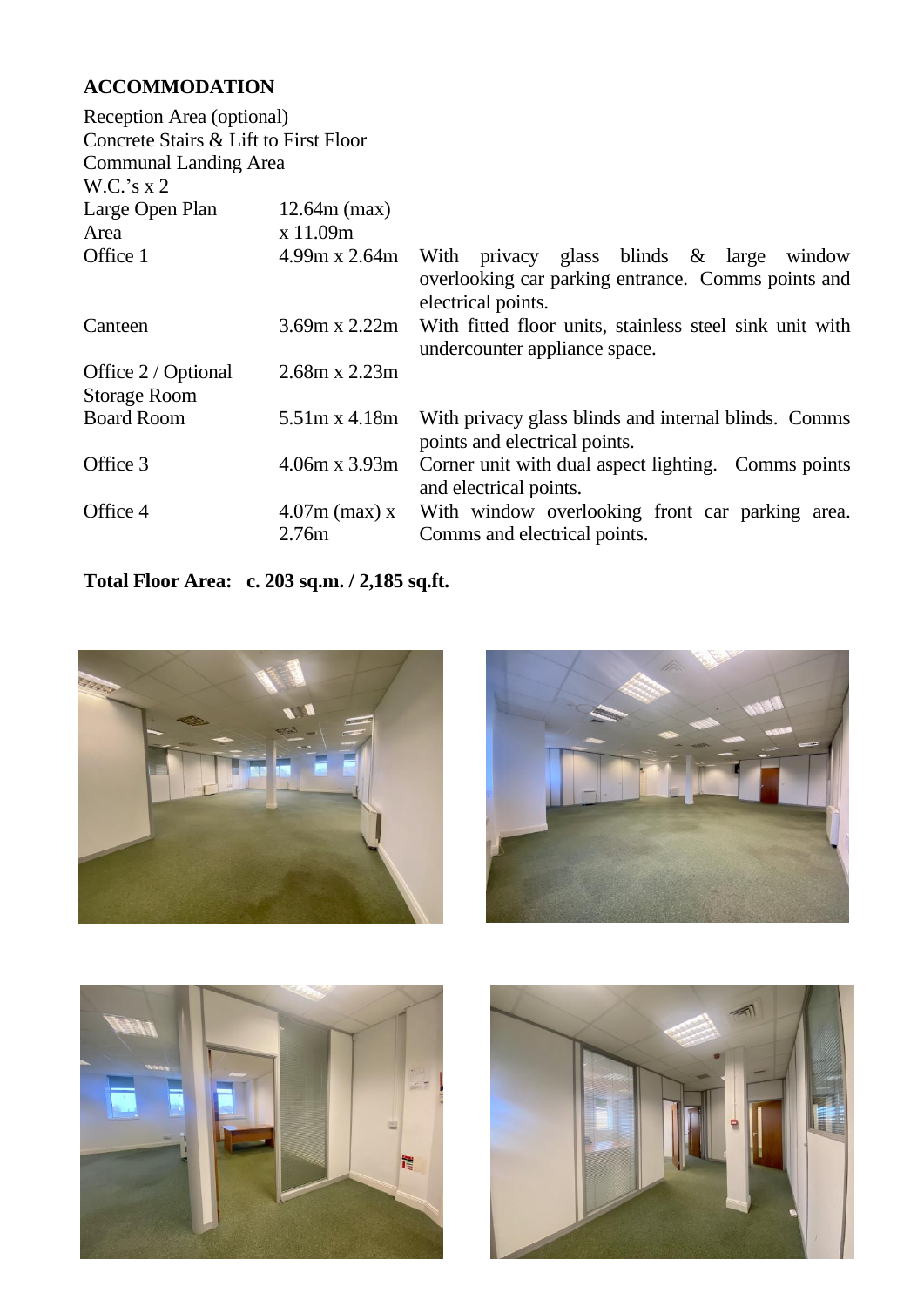## ACCOMMODATION

Reception Area (optional)
Concrete Stairs & Lift to First Floor
Communal Landing Area
W.C.'s x 2

| Room | Dimensions | Description |
|---|---|---|
| Large Open Plan Area | 12.64m (max) x 11.09m | |
| Office 1 | 4.99m x 2.64m | With privacy glass blinds & large window overlooking car parking entrance. Comms points and electrical points. |
| Canteen | 3.69m x 2.22m | With fitted floor units, stainless steel sink unit with undercounter appliance space. |
| Office 2 / Optional Storage Room | 2.68m x 2.23m | |
| Board Room | 5.51m x 4.18m | With privacy glass blinds and internal blinds. Comms points and electrical points. |
| Office 3 | 4.06m x 3.93m | Corner unit with dual aspect lighting. Comms points and electrical points. |
| Office 4 | 4.07m (max) x 2.76m | With window overlooking front car parking area. Comms and electrical points. |

**Total Floor Area: c. 203 sq.m. / 2,185 sq.ft.**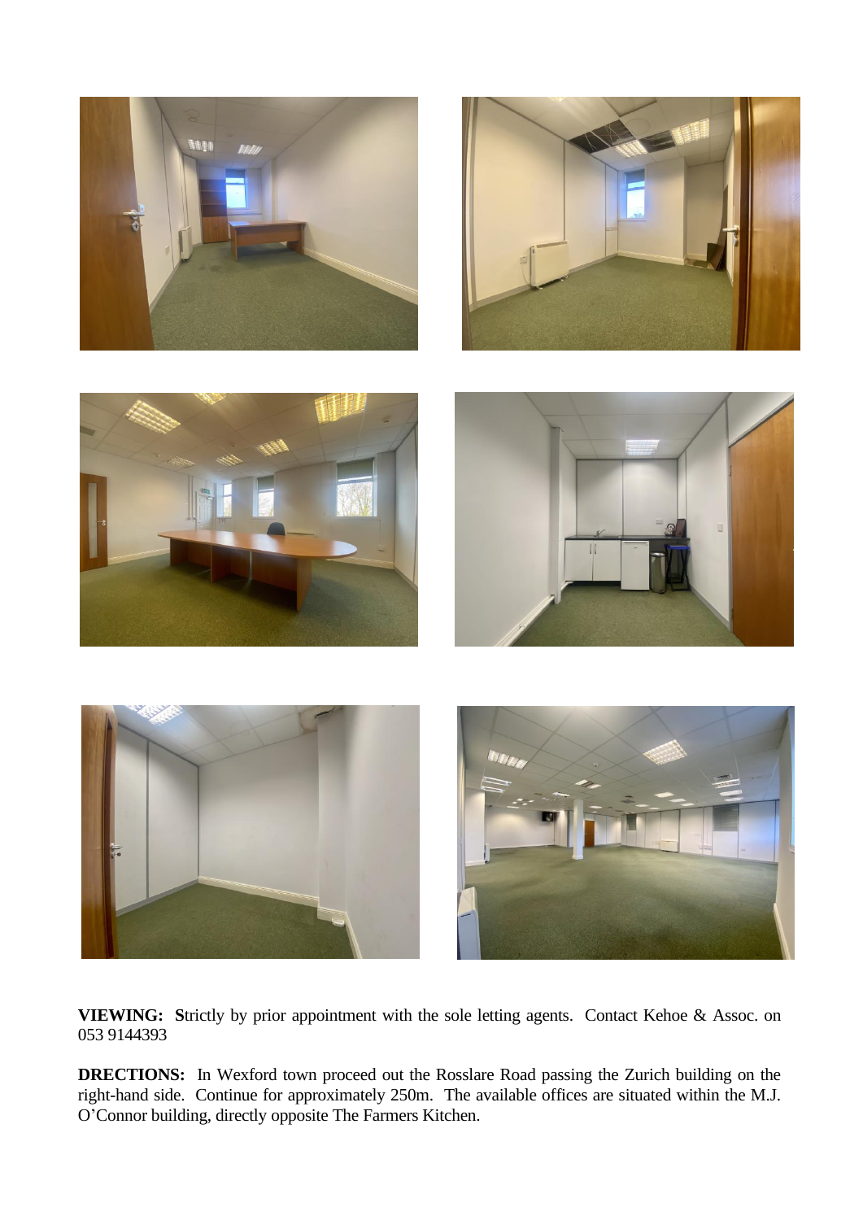**VIEWING:** **S**trictly by prior appointment with the sole letting agents. Contact Kehoe & Assoc. on 053 9144393

**DRECTIONS:** In Wexford town proceed out the Rosslare Road passing the Zurich building on the right-hand side. Continue for approximately 250m. The available offices are situated within the M.J. O'Connor building, directly opposite The Farmers Kitchen.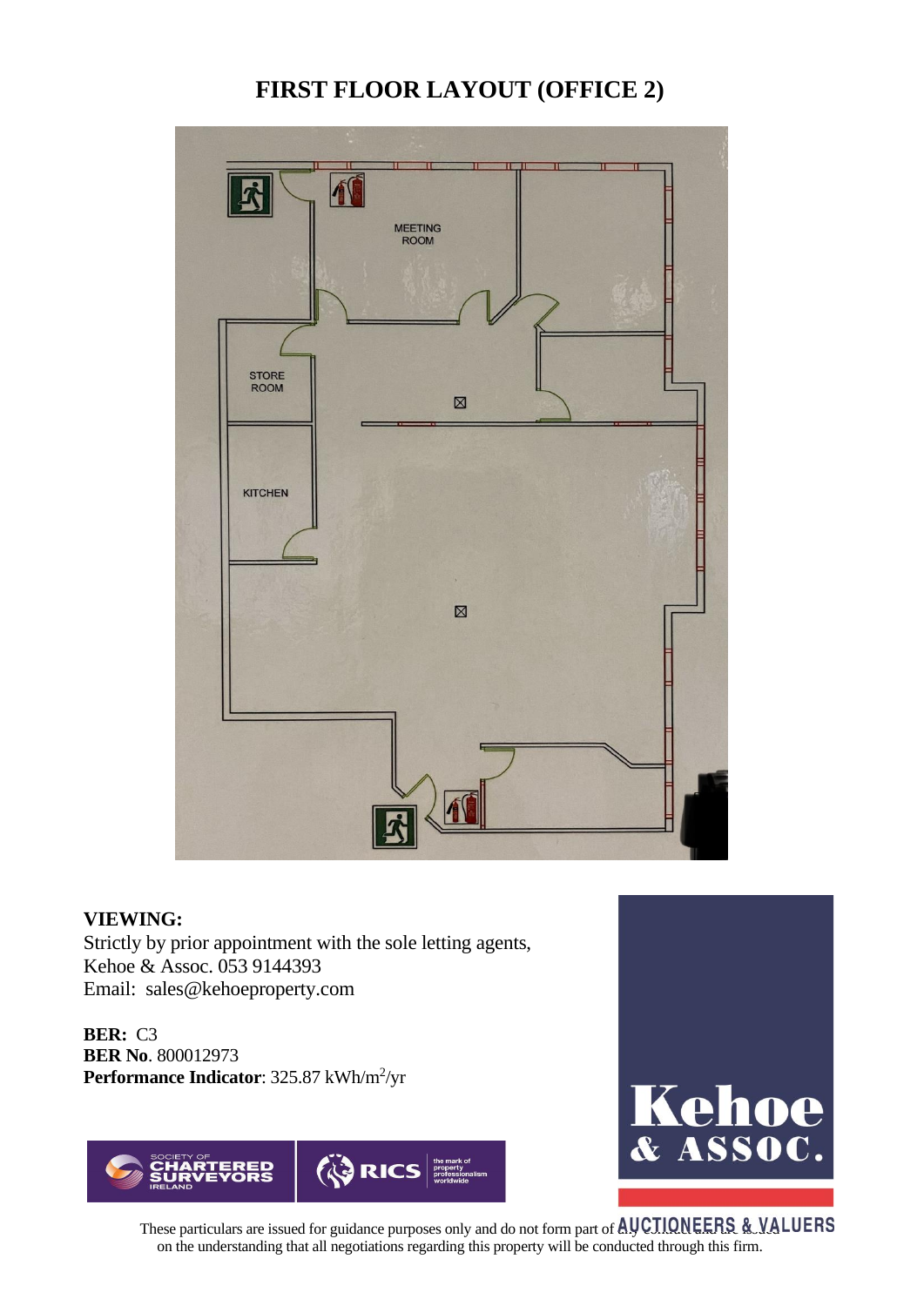# FIRST FLOOR LAYOUT (OFFICE 2)

MEETING ROOM

STORE ROOM

KITCHEN

**VIEWING:**
Strictly by prior appointment with the sole letting agents, Kehoe & Assoc. 053 9144393
Email: sales@kehoeproperty.com

**BER:** C3
**BER No**. 800012973
**Performance Indicator**: 325.87 kWh/m$^2$/yr

SOCIETY OF CHARTERED SURVEYORS IRELAND

RICS the mark of property professionalism worldwide

Kehoe & ASSOC.

AUCTIONEERS & VALUERS

These particulars are issued for guidance purposes only and do not form part of any contract and are issued on the understanding that all negotiations regarding this property will be conducted through this firm.